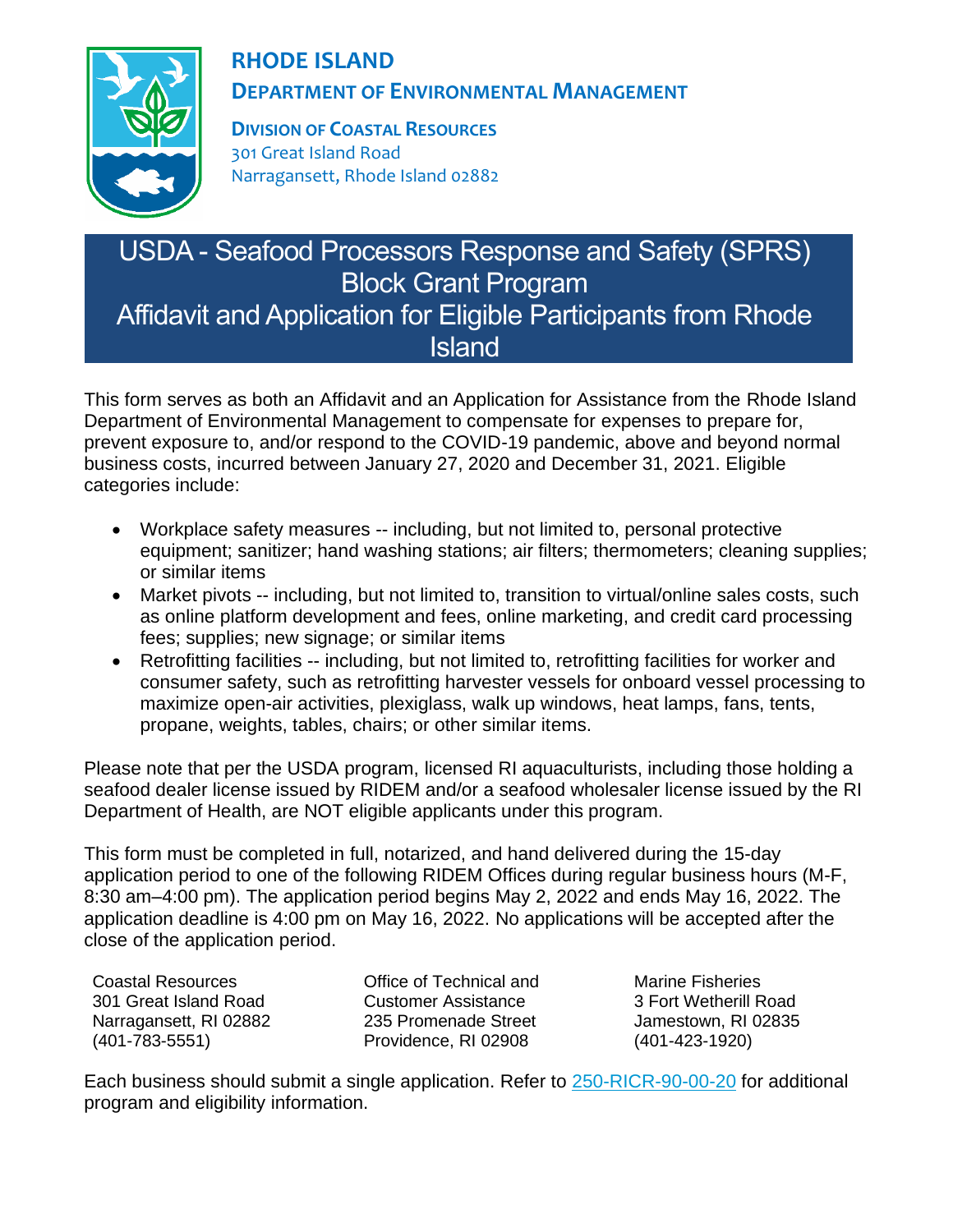# RHODE ISLAND

## DEPARTMENT OF ENVIRONMENTAL MANAGEMENT

**DIVISION OF COASTAL RESOURCES**
301 Great Island Road
Narragansett, Rhode Island 02882

# USDA - Seafood Processors Response and Safety (SPRS) Block Grant Program Affidavit and Application for Eligible Participants from Rhode Island

This form serves as both an Affidavit and an Application for Assistance from the Rhode Island Department of Environmental Management to compensate for expenses to prepare for, prevent exposure to, and/or respond to the COVID-19 pandemic, above and beyond normal business costs, incurred between January 27, 2020 and December 31, 2021. Eligible categories include:

- Workplace safety measures -- including, but not limited to, personal protective equipment; sanitizer; hand washing stations; air filters; thermometers; cleaning supplies; or similar items
- Market pivots -- including, but not limited to, transition to virtual/online sales costs, such as online platform development and fees, online marketing, and credit card processing fees; supplies; new signage; or similar items
- Retrofitting facilities -- including, but not limited to, retrofitting facilities for worker and consumer safety, such as retrofitting harvester vessels for onboard vessel processing to maximize open-air activities, plexiglass, walk up windows, heat lamps, fans, tents, propane, weights, tables, chairs; or other similar items.

Please note that per the USDA program, licensed RI aquaculturists, including those holding a seafood dealer license issued by RIDEM and/or a seafood wholesaler license issued by the RI Department of Health, are NOT eligible applicants under this program.

This form must be completed in full, notarized, and hand delivered during the 15-day application period to one of the following RIDEM Offices during regular business hours (M-F, 8:30 am–4:00 pm). The application period begins May 2, 2022 and ends May 16, 2022. The application deadline is 4:00 pm on May 16, 2022. No applications will be accepted after the close of the application period.

Coastal Resources
301 Great Island Road
Narragansett, RI 02882
(401-783-5551)

Office of Technical and Customer Assistance
235 Promenade Street
Providence, RI 02908

Marine Fisheries
3 Fort Wetherill Road
Jamestown, RI 02835
(401-423-1920)

Each business should submit a single application. Refer to [250-RICR-90-00-20](250-RICR-90-00-20) for additional program and eligibility information.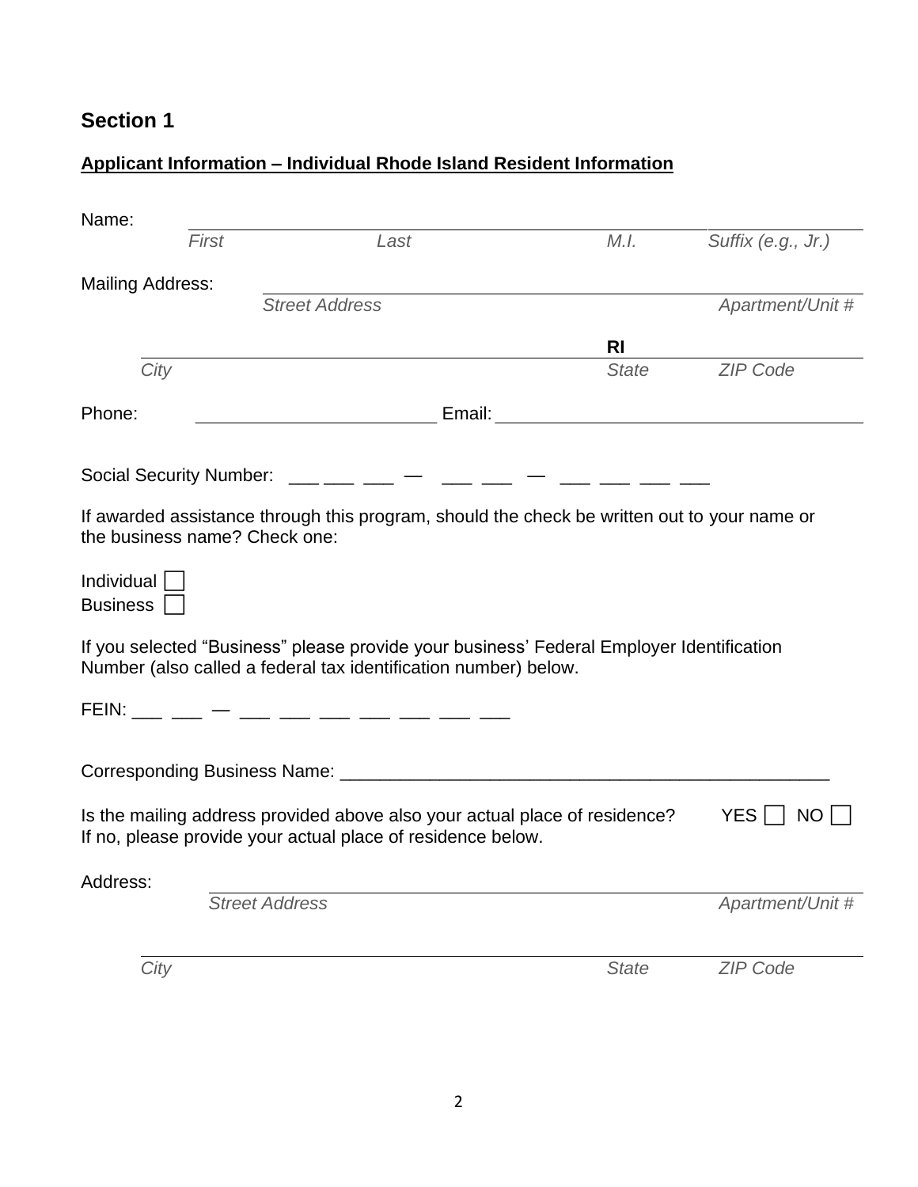## Section 1

**Applicant Information – Individual Rhode Island Resident Information**

Name: ______________________________________________________________

*First* *Last* *M.I.* *Suffix (e.g., Jr.)*

Mailing Address: ______________________________________________________

*Street Address* *Apartment/Unit #*

______________________________________________ **RI** ______________

*City* *State* *ZIP Code*

Phone: ________________________ Email: ________________________________

Social Security Number: ___ ___ ___ — ___ ___ — ___ ___ ___ ___

If awarded assistance through this program, should the check be written out to your name or the business name? Check one:

Individual ☐
Business ☐

If you selected "Business" please provide your business' Federal Employer Identification Number (also called a federal tax identification number) below.

FEIN: ___ ___ — ___ ___ ___ ___ ___ ___ ___

Corresponding Business Name: ________________________________________________

Is the mailing address provided above also your actual place of residence? YES ☐ NO ☐
If no, please provide your actual place of residence below.

Address: ______________________________________________________

*Street Address* *Apartment/Unit #*

______________________________________________________________

*City* *State* *ZIP Code*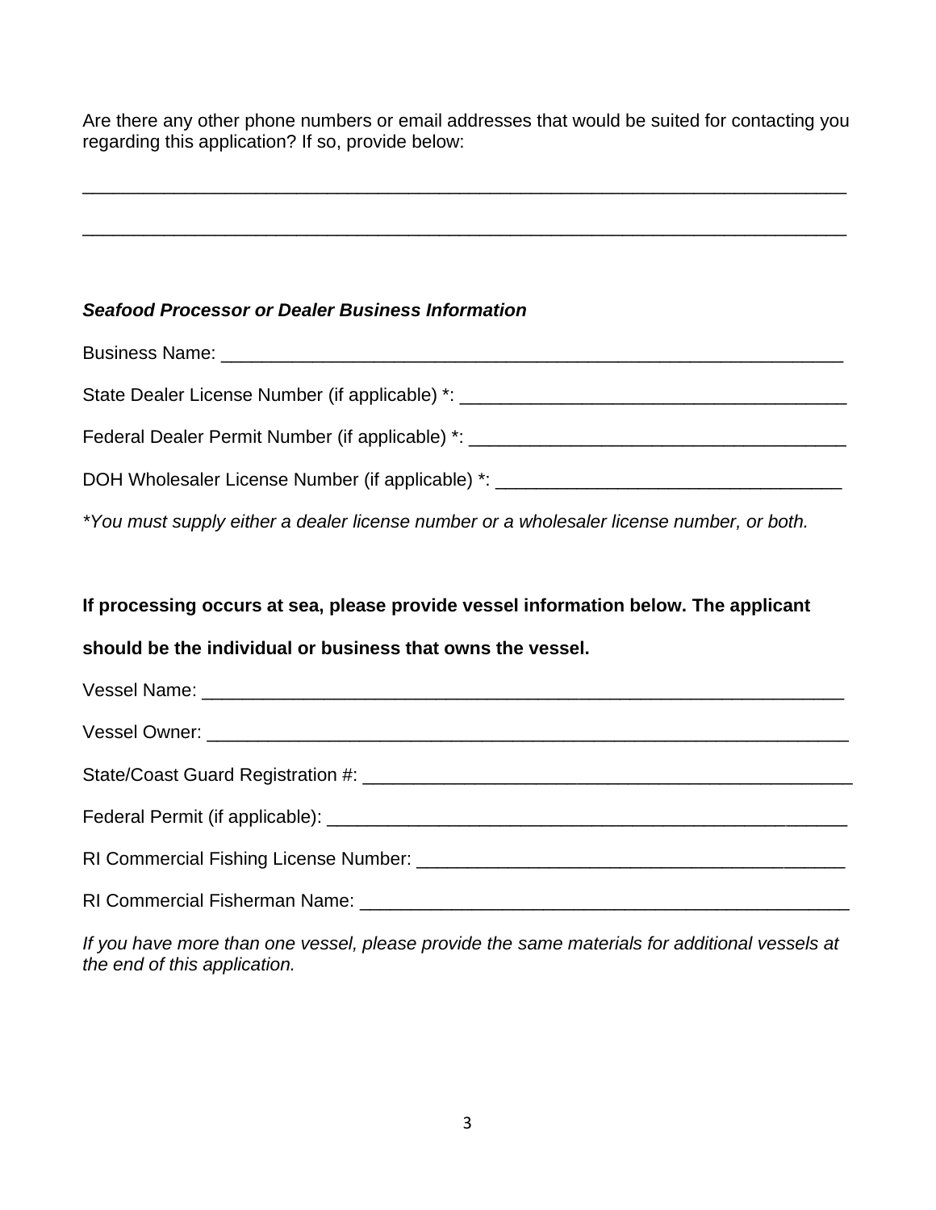Are there any other phone numbers or email addresses that would be suited for contacting you regarding this application? If so, provide below:

_____________________________________________________________________________

_____________________________________________________________________________

***Seafood Processor or Dealer Business Information***

Business Name: ______________________________________________________________

State Dealer License Number (if applicable) *: _______________________________________

Federal Dealer Permit Number (if applicable) *: ______________________________________

DOH Wholesaler License Number (if applicable) *: ___________________________________

**You must supply either a dealer license number or a wholesaler license number, or both.*

**If processing occurs at sea, please provide vessel information below. The applicant should be the individual or business that owns the vessel.**

Vessel Name: ______________________________________________________________

Vessel Owner: ______________________________________________________________

State/Coast Guard Registration #: _________________________________________________

Federal Permit (if applicable): ___________________________________________________

RI Commercial Fishing License Number: ___________________________________________

RI Commercial Fisherman Name: _________________________________________________

*If you have more than one vessel, please provide the same materials for additional vessels at the end of this application.*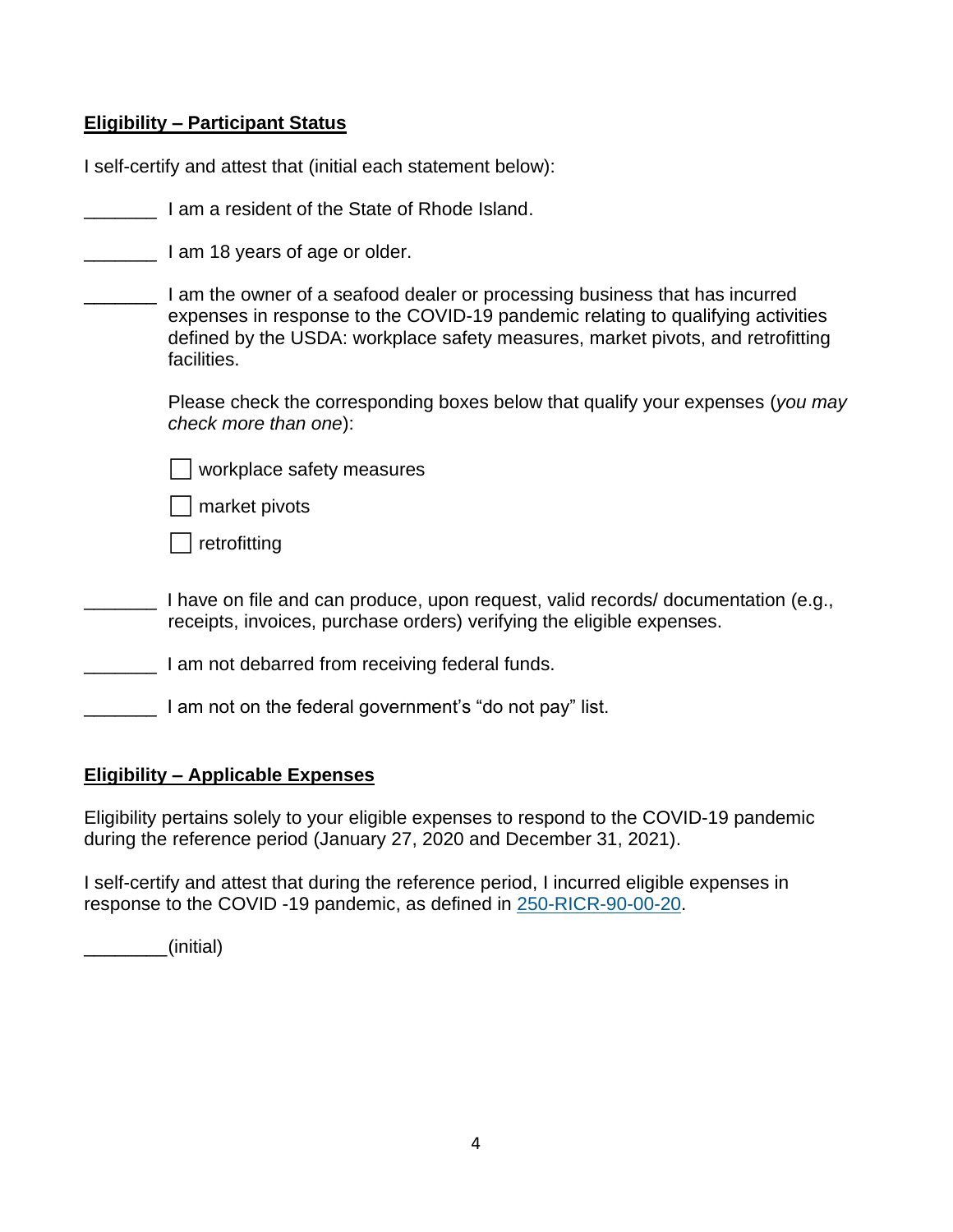**<u>Eligibility – Participant Status</u>**

I self-certify and attest that (initial each statement below):

_______ I am a resident of the State of Rhode Island.

_______ I am 18 years of age or older.

_______ I am the owner of a seafood dealer or processing business that has incurred expenses in response to the COVID-19 pandemic relating to qualifying activities defined by the USDA: workplace safety measures, market pivots, and retrofitting facilities.

Please check the corresponding boxes below that qualify your expenses (*you may check more than one*):

- [ ] workplace safety measures
- [ ] market pivots
- [ ] retrofitting

_______ I have on file and can produce, upon request, valid records/ documentation (e.g., receipts, invoices, purchase orders) verifying the eligible expenses.

_______ I am not debarred from receiving federal funds.

_______ I am not on the federal government's "do not pay" list.

**<u>Eligibility – Applicable Expenses</u>**

Eligibility pertains solely to your eligible expenses to respond to the COVID-19 pandemic during the reference period (January 27, 2020 and December 31, 2021).

I self-certify and attest that during the reference period, I incurred eligible expenses in response to the COVID -19 pandemic, as defined in 250-RICR-90-00-20.

________(initial)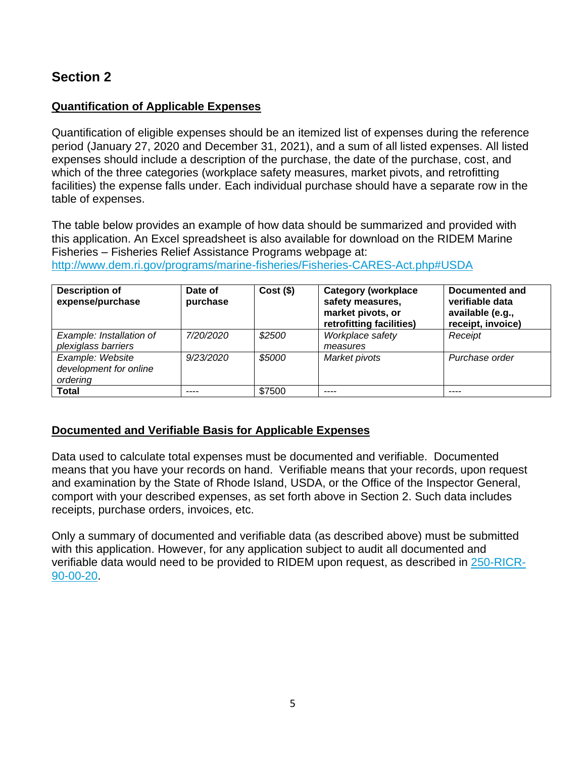## Section 2

### <u>Quantification of Applicable Expenses</u>

Quantification of eligible expenses should be an itemized list of expenses during the reference period (January 27, 2020 and December 31, 2021), and a sum of all listed expenses. All listed expenses should include a description of the purchase, the date of the purchase, cost, and which of the three categories (workplace safety measures, market pivots, and retrofitting facilities) the expense falls under. Each individual purchase should have a separate row in the table of expenses.

The table below provides an example of how data should be summarized and provided with this application. An Excel spreadsheet is also available for download on the RIDEM Marine Fisheries – Fisheries Relief Assistance Programs webpage at: [http://www.dem.ri.gov/programs/marine-fisheries/Fisheries-CARES-Act.php#USDA](http://www.dem.ri.gov/programs/marine-fisheries/Fisheries-CARES-Act.php#USDA)

| Description of expense/purchase | Date of purchase | Cost ($) | Category (workplace safety measures, market pivots, or retrofitting facilities) | Documented and verifiable data available (e.g., receipt, invoice) |
|---|---|---|---|---|
| *Example: Installation of plexiglass barriers* | *7/20/2020* | *$2500* | *Workplace safety measures* | *Receipt* |
| *Example: Website development for online ordering* | *9/23/2020* | *$5000* | *Market pivots* | *Purchase order* |
| **Total** | ---- | $7500 | ---- | ---- |

### <u>Documented and Verifiable Basis for Applicable Expenses</u>

Data used to calculate total expenses must be documented and verifiable. Documented means that you have your records on hand. Verifiable means that your records, upon request and examination by the State of Rhode Island, USDA, or the Office of the Inspector General, comport with your described expenses, as set forth above in Section 2. Such data includes receipts, purchase orders, invoices, etc.

Only a summary of documented and verifiable data (as described above) must be submitted with this application. However, for any application subject to audit all documented and verifiable data would need to be provided to RIDEM upon request, as described in 250-RICR-90-00-20.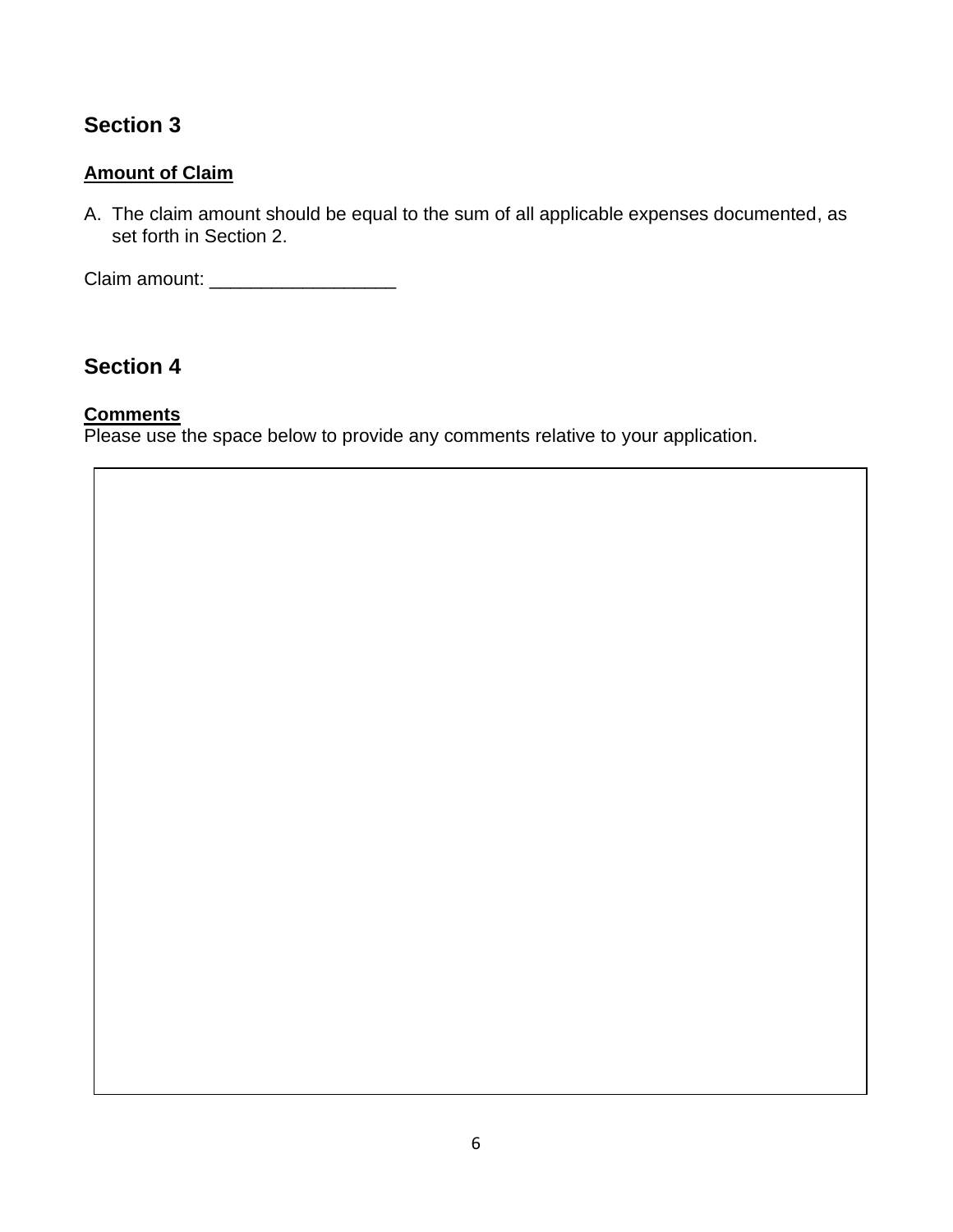## Section 3

**Amount of Claim**

A. The claim amount should be equal to the sum of all applicable expenses documented, as set forth in Section 2.

Claim amount: __________________

## Section 4

**Comments**

Please use the space below to provide any comments relative to your application.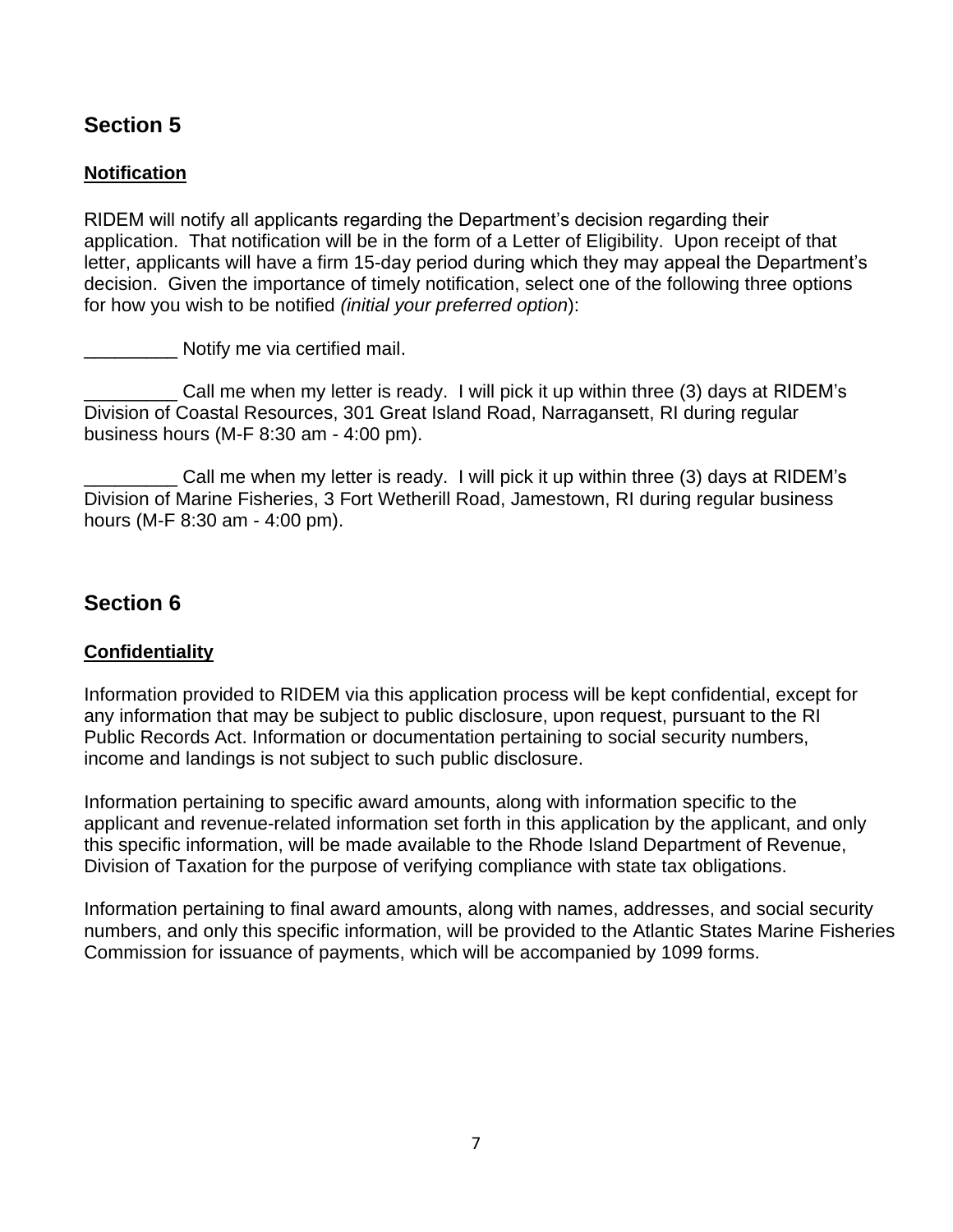## Section 5

**Notification**

RIDEM will notify all applicants regarding the Department's decision regarding their application. That notification will be in the form of a Letter of Eligibility. Upon receipt of that letter, applicants will have a firm 15-day period during which they may appeal the Department's decision. Given the importance of timely notification, select one of the following three options for how you wish to be notified *(initial your preferred option)*:

_________ Notify me via certified mail.

_________ Call me when my letter is ready. I will pick it up within three (3) days at RIDEM's Division of Coastal Resources, 301 Great Island Road, Narragansett, RI during regular business hours (M-F 8:30 am - 4:00 pm).

_________ Call me when my letter is ready. I will pick it up within three (3) days at RIDEM's Division of Marine Fisheries, 3 Fort Wetherill Road, Jamestown, RI during regular business hours (M-F 8:30 am - 4:00 pm).

## Section 6

**Confidentiality**

Information provided to RIDEM via this application process will be kept confidential, except for any information that may be subject to public disclosure, upon request, pursuant to the RI Public Records Act. Information or documentation pertaining to social security numbers, income and landings is not subject to such public disclosure.

Information pertaining to specific award amounts, along with information specific to the applicant and revenue-related information set forth in this application by the applicant, and only this specific information, will be made available to the Rhode Island Department of Revenue, Division of Taxation for the purpose of verifying compliance with state tax obligations.

Information pertaining to final award amounts, along with names, addresses, and social security numbers, and only this specific information, will be provided to the Atlantic States Marine Fisheries Commission for issuance of payments, which will be accompanied by 1099 forms.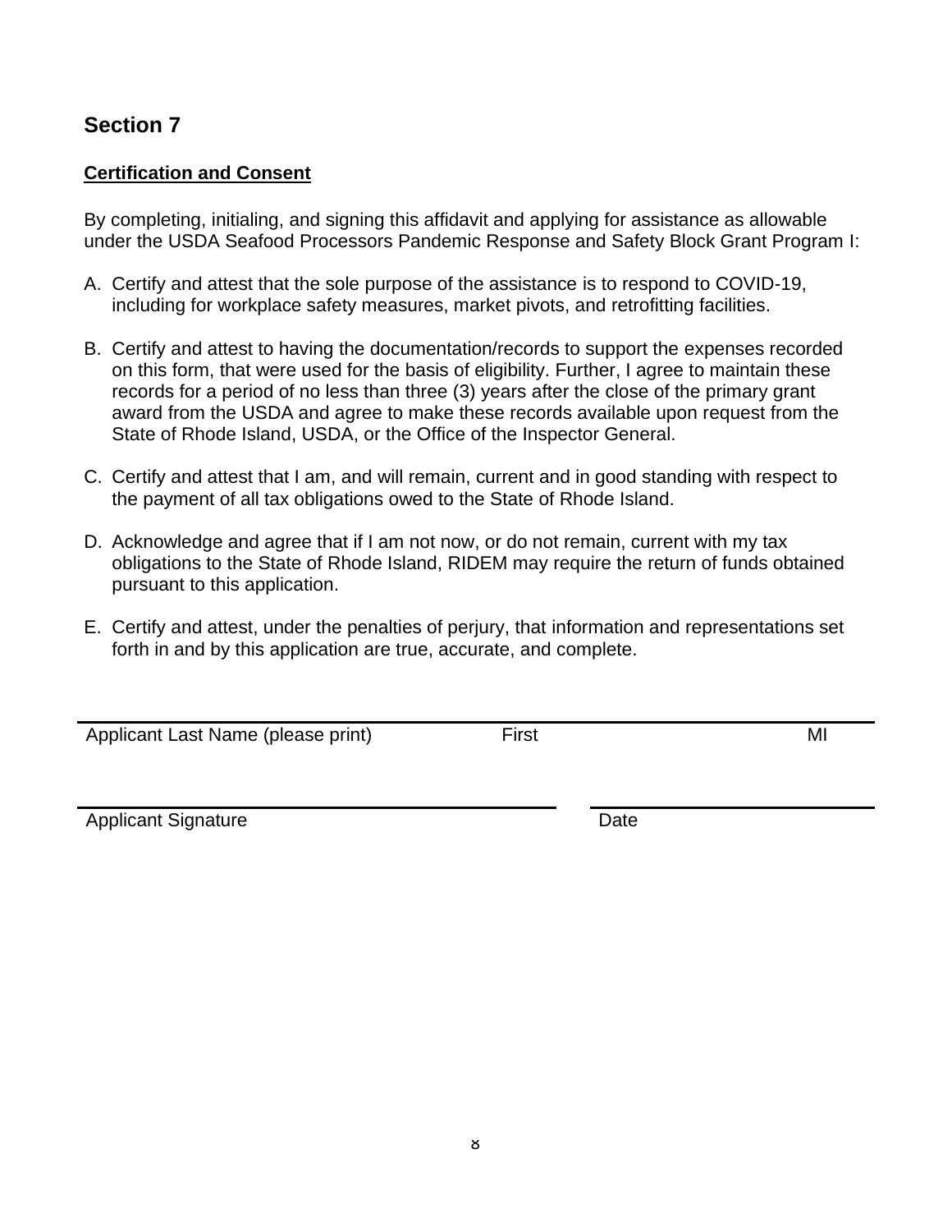## Section 7

**Certification and Consent**

By completing, initialing, and signing this affidavit and applying for assistance as allowable under the USDA Seafood Processors Pandemic Response and Safety Block Grant Program I:

A. Certify and attest that the sole purpose of the assistance is to respond to COVID-19, including for workplace safety measures, market pivots, and retrofitting facilities.

B. Certify and attest to having the documentation/records to support the expenses recorded on this form, that were used for the basis of eligibility. Further, I agree to maintain these records for a period of no less than three (3) years after the close of the primary grant award from the USDA and agree to make these records available upon request from the State of Rhode Island, USDA, or the Office of the Inspector General.

C. Certify and attest that I am, and will remain, current and in good standing with respect to the payment of all tax obligations owed to the State of Rhode Island.

D. Acknowledge and agree that if I am not now, or do not remain, current with my tax obligations to the State of Rhode Island, RIDEM may require the return of funds obtained pursuant to this application.

E. Certify and attest, under the penalties of perjury, that information and representations set forth in and by this application are true, accurate, and complete.

_______________________________________________________________

Applicant Last Name (please print) First MI

_______________________________ _______________________

Applicant Signature Date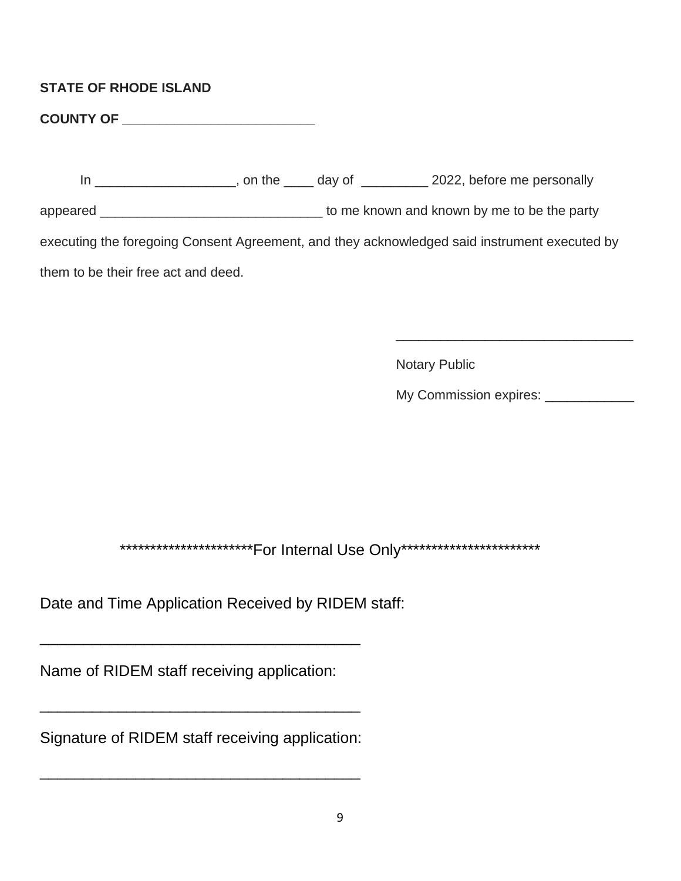**STATE OF RHODE ISLAND**

**COUNTY OF _________________________**

In __________________, on the ____ day of _________ 2022, before me personally appeared ____________________________ to me known and known by me to be the party executing the foregoing Consent Agreement, and they acknowledged said instrument executed by them to be their free act and deed.

______________________________

Notary Public

My Commission expires: ____________

**********************For Internal Use Only***********************

Date and Time Application Received by RIDEM staff:

______________________________________

Name of RIDEM staff receiving application:

______________________________________

Signature of RIDEM staff receiving application:

______________________________________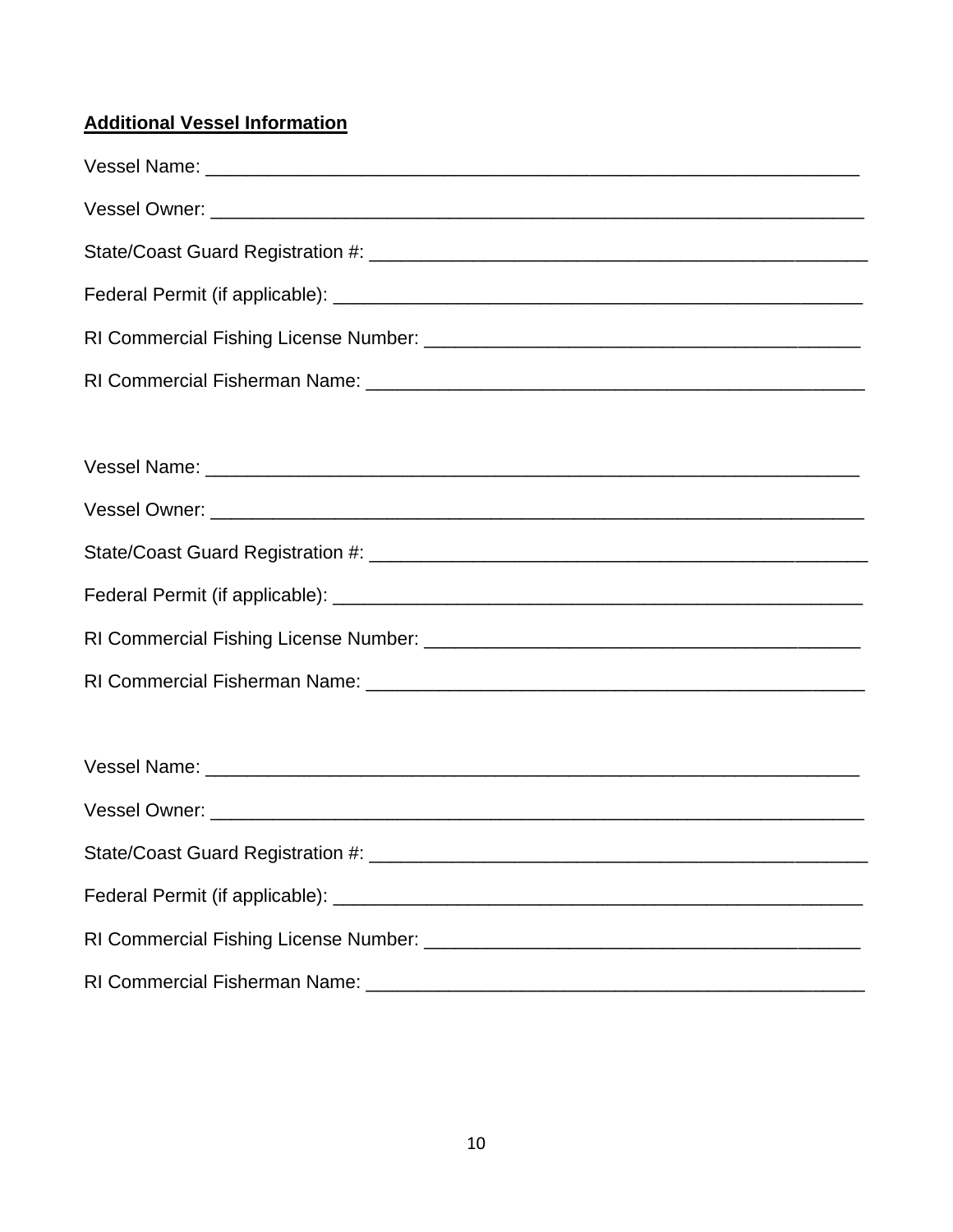**Additional Vessel Information**

Vessel Name: ___________________________________________________________________

Vessel Owner: __________________________________________________________________

State/Coast Guard Registration #: ________________________________________________

Federal Permit (if applicable): ___________________________________________________

RI Commercial Fishing License Number: ___________________________________________

RI Commercial Fisherman Name: _________________________________________________

Vessel Name: ___________________________________________________________________

Vessel Owner: __________________________________________________________________

State/Coast Guard Registration #: ________________________________________________

Federal Permit (if applicable): ___________________________________________________

RI Commercial Fishing License Number: ___________________________________________

RI Commercial Fisherman Name: _________________________________________________

Vessel Name: ___________________________________________________________________

Vessel Owner: __________________________________________________________________

State/Coast Guard Registration #: ________________________________________________

Federal Permit (if applicable): ___________________________________________________

RI Commercial Fishing License Number: ___________________________________________

RI Commercial Fisherman Name: _________________________________________________